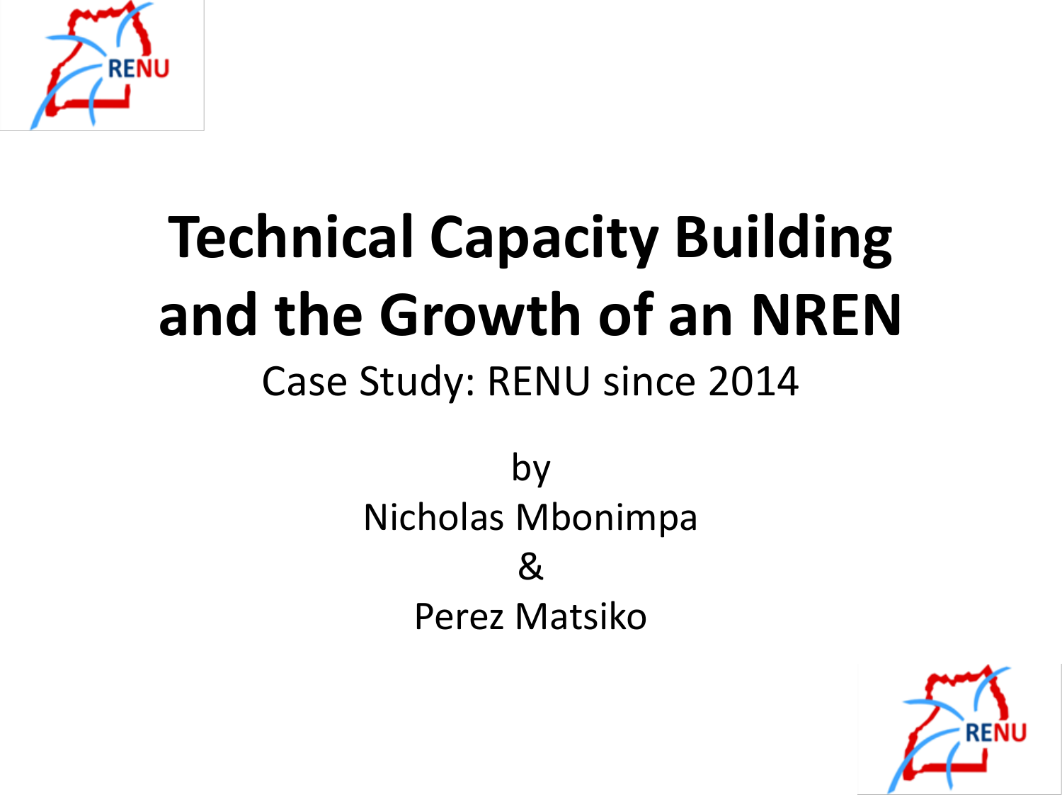# Technical Capacity Building and the Growth of an NREN

Case Study: RENU since 2014

by

Nicholas Mbonimpa

&

Perez Matsiko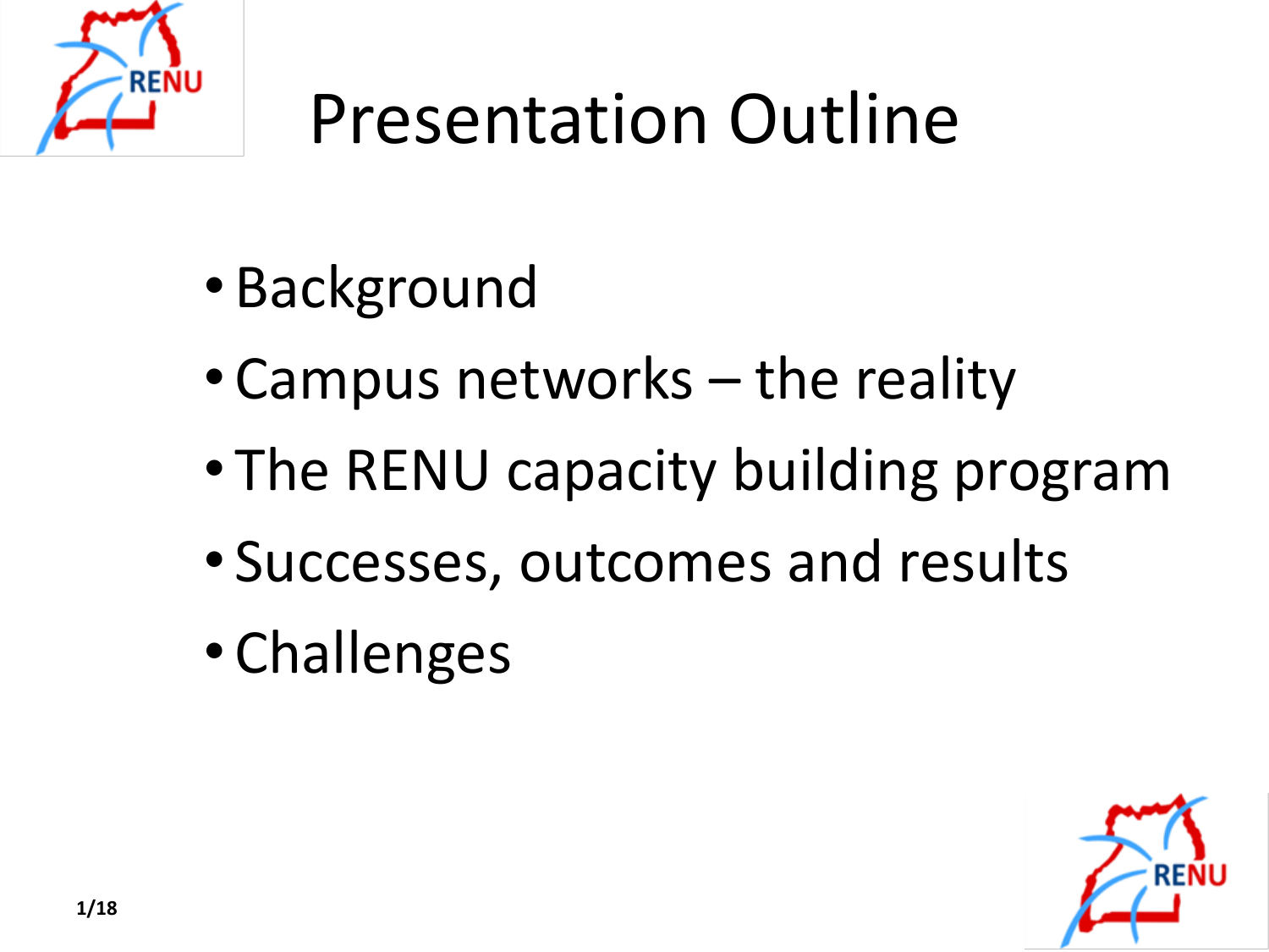# Presentation Outline

- Background
- Campus networks – the reality
- The RENU capacity building program
- Successes, outcomes and results
- Challenges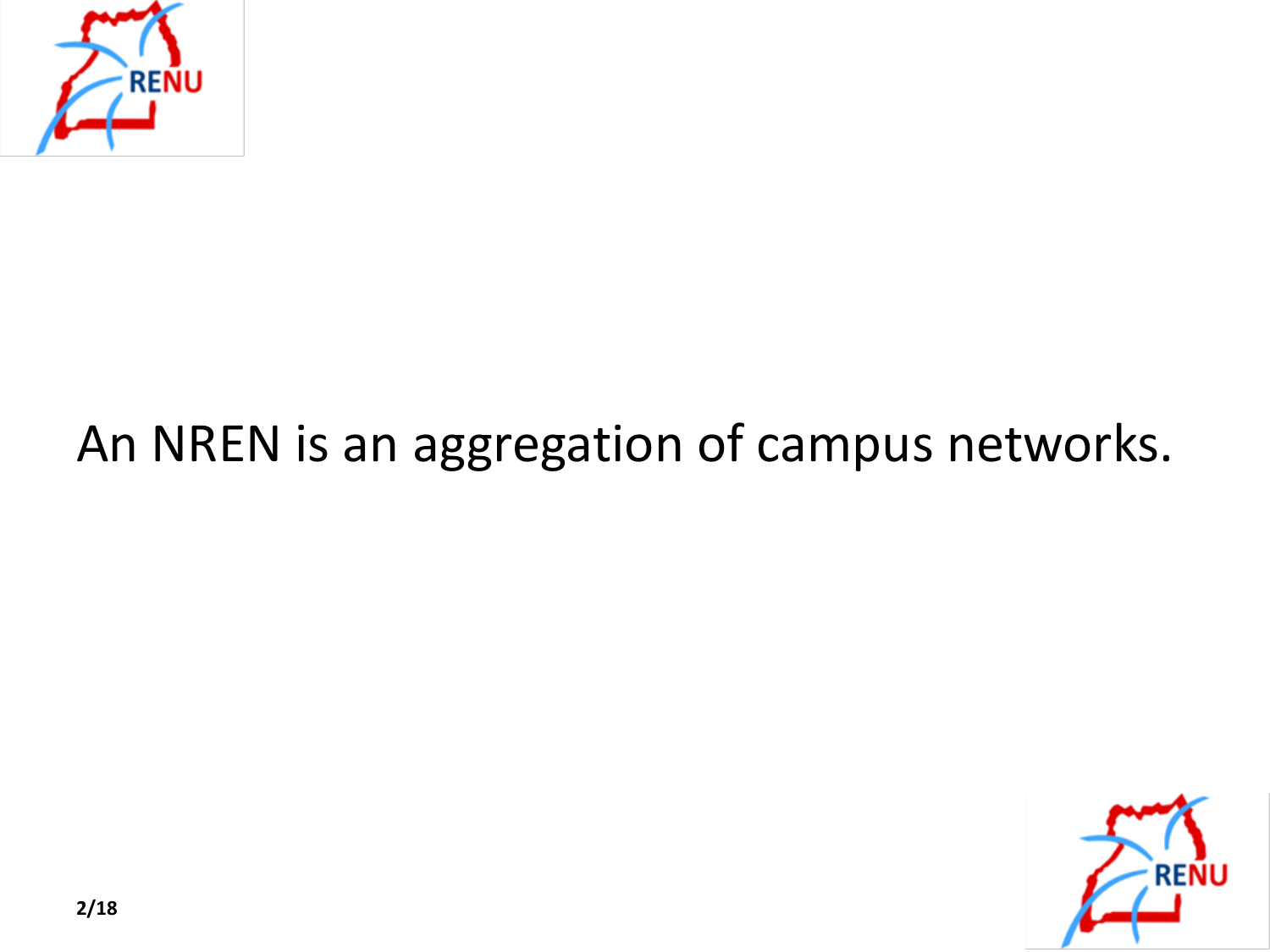An NREN is an aggregation of campus networks.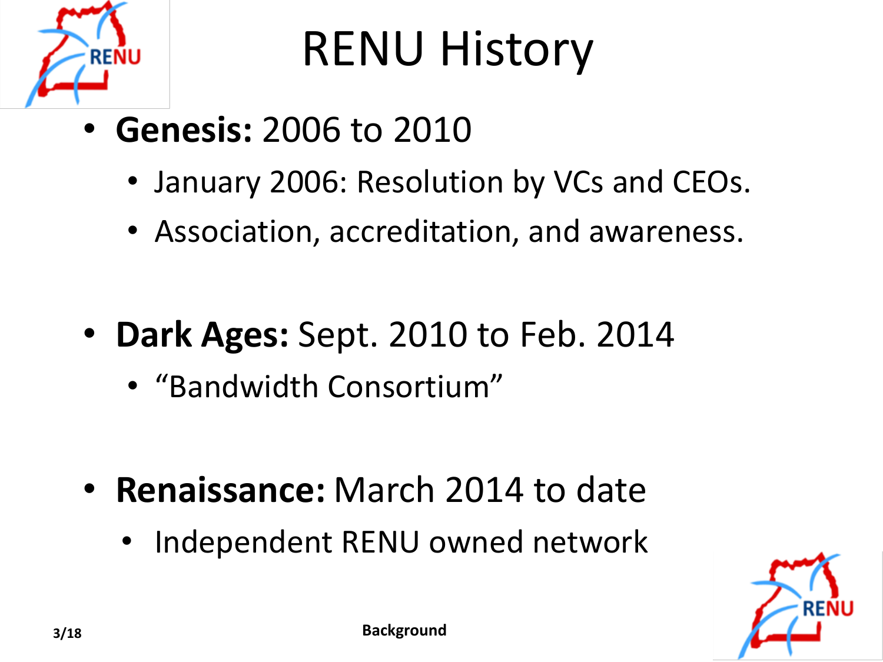# RENU History

- **Genesis:** 2006 to 2010
  - January 2006: Resolution by VCs and CEOs.
  - Association, accreditation, and awareness.

- **Dark Ages:** Sept. 2010 to Feb. 2014
  - "Bandwidth Consortium"

- **Renaissance:** March 2014 to date
  - Independent RENU owned network

Background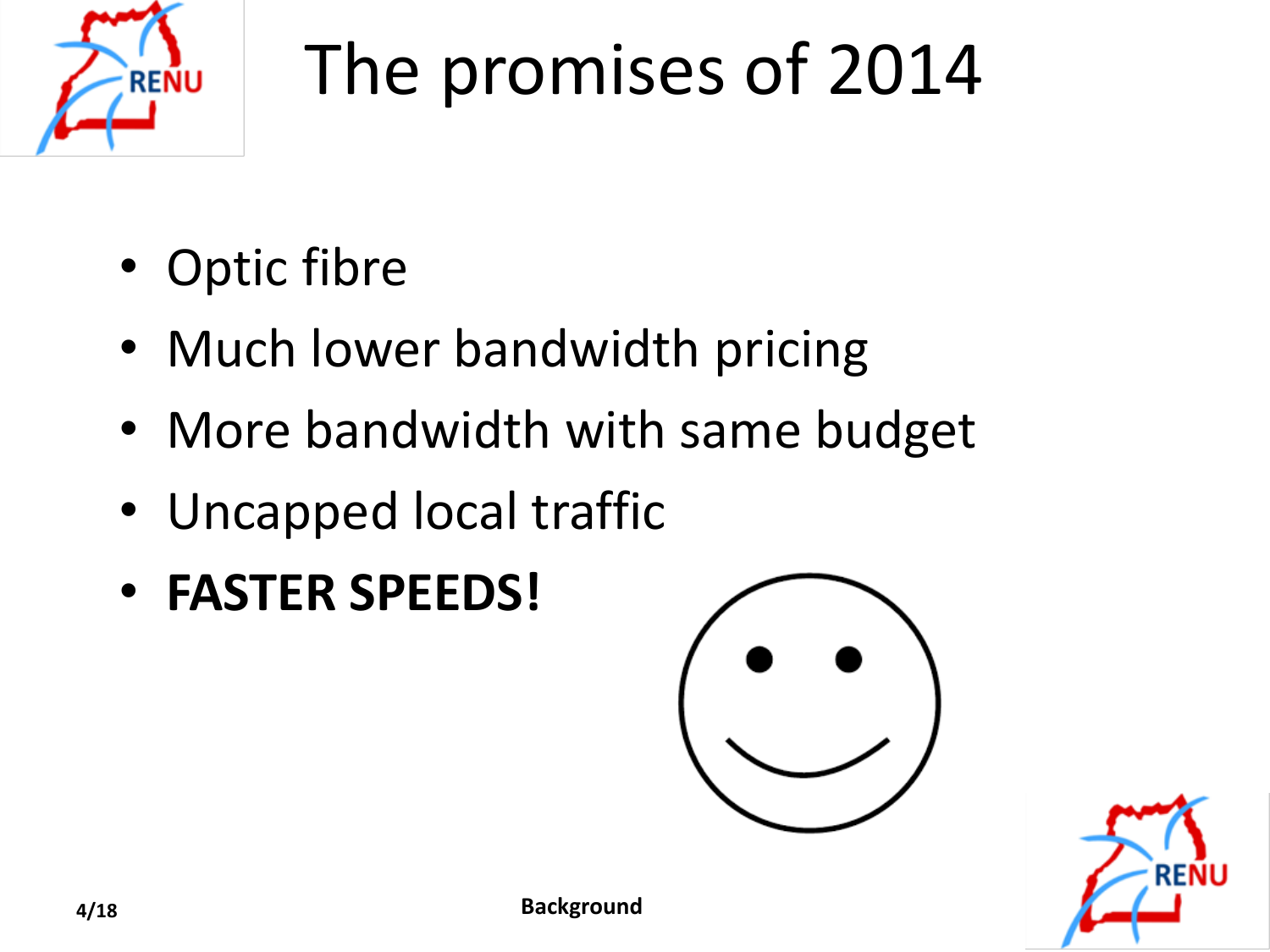# The promises of 2014

- Optic fibre
- Much lower bandwidth pricing
- More bandwidth with same budget
- Uncapped local traffic
- **FASTER SPEEDS!**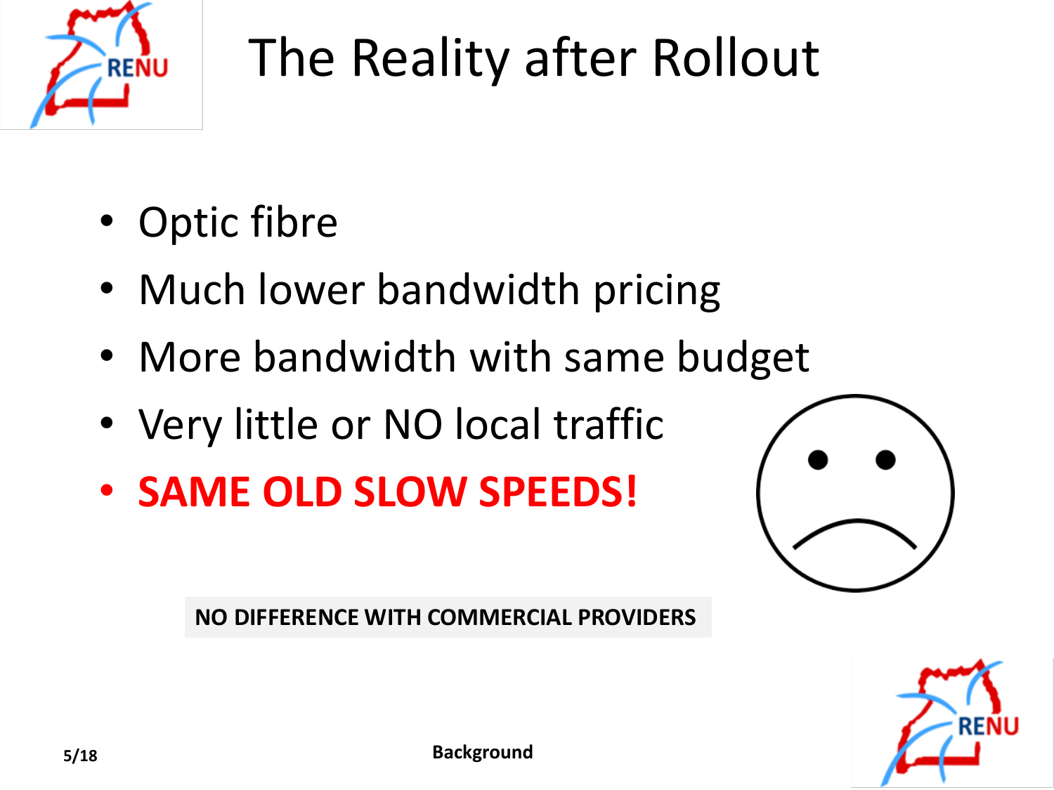# The Reality after Rollout

- Optic fibre
- Much lower bandwidth pricing
- More bandwidth with same budget
- Very little or NO local traffic
- **SAME OLD SLOW SPEEDS!**

**NO DIFFERENCE WITH COMMERCIAL PROVIDERS**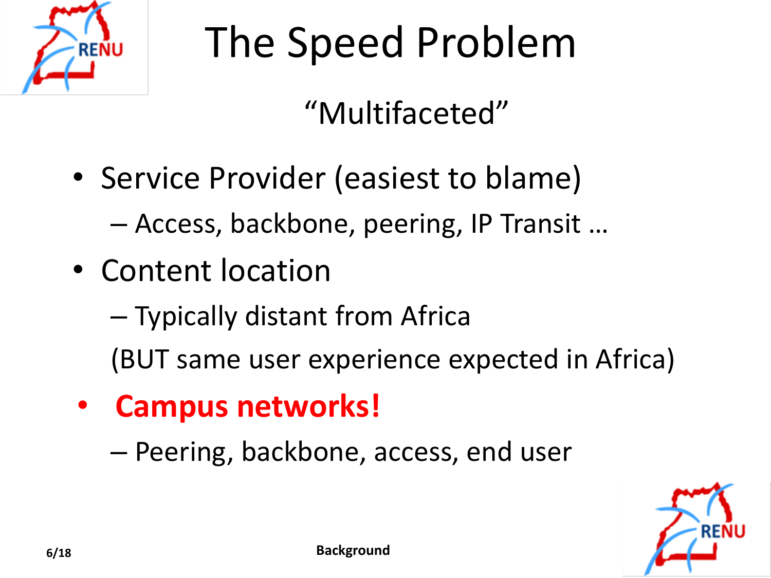# The Speed Problem

"Multifaceted"

- Service Provider (easiest to blame)
  - Access, backbone, peering, IP Transit …
- Content location
  - Typically distant from Africa

  (BUT same user experience expected in Africa)
- **Campus networks!**
  - Peering, backbone, access, end user

**Background**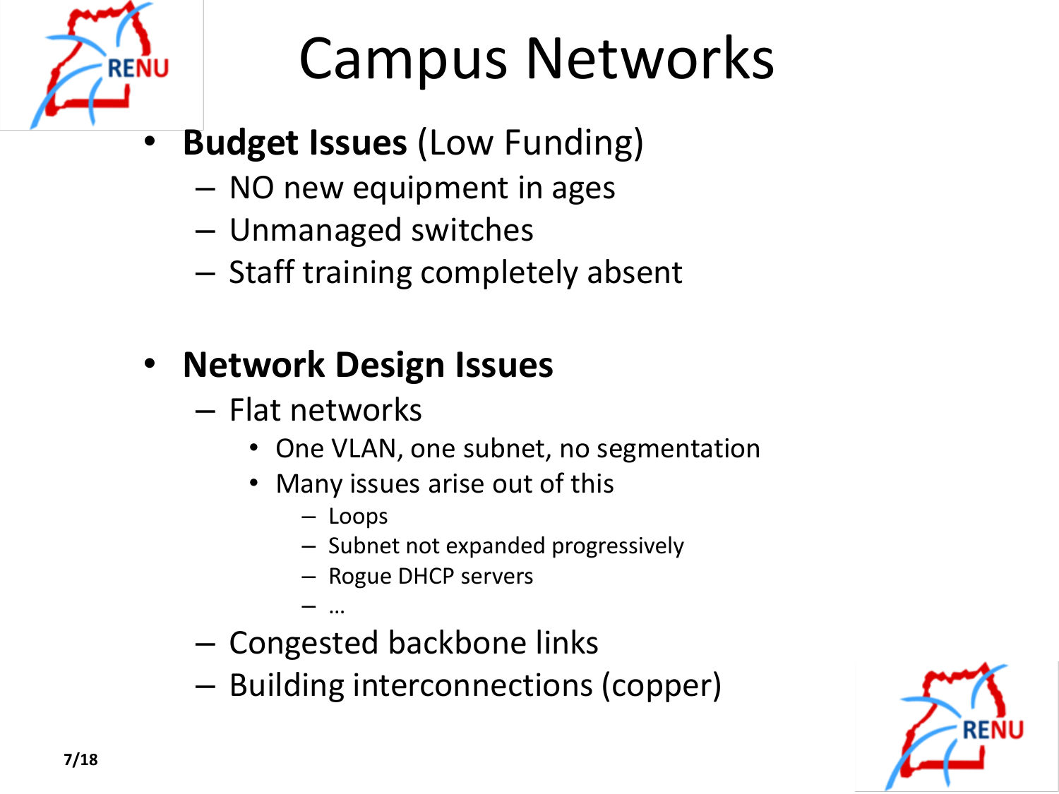# Campus Networks

- **Budget Issues** (Low Funding)
  - NO new equipment in ages
  - Unmanaged switches
  - Staff training completely absent

- **Network Design Issues**
  - Flat networks
    - One VLAN, one subnet, no segmentation
    - Many issues arise out of this
      - Loops
      - Subnet not expanded progressively
      - Rogue DHCP servers
      - …
  - Congested backbone links
  - Building interconnections (copper)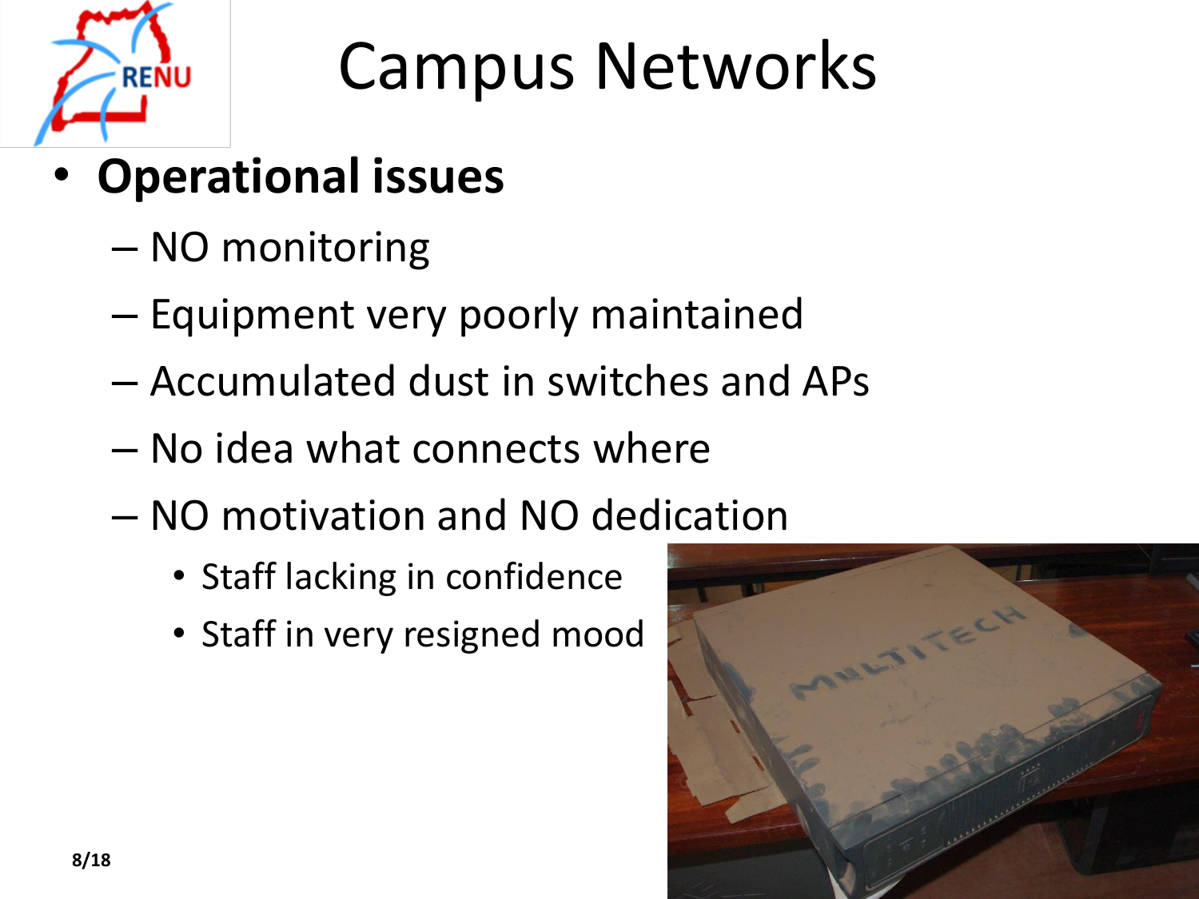# Campus Networks

- **Operational issues**
  - NO monitoring
  - Equipment very poorly maintained
  - Accumulated dust in switches and APs
  - No idea what connects where
  - NO motivation and NO dedication
    - Staff lacking in confidence
    - Staff in very resigned mood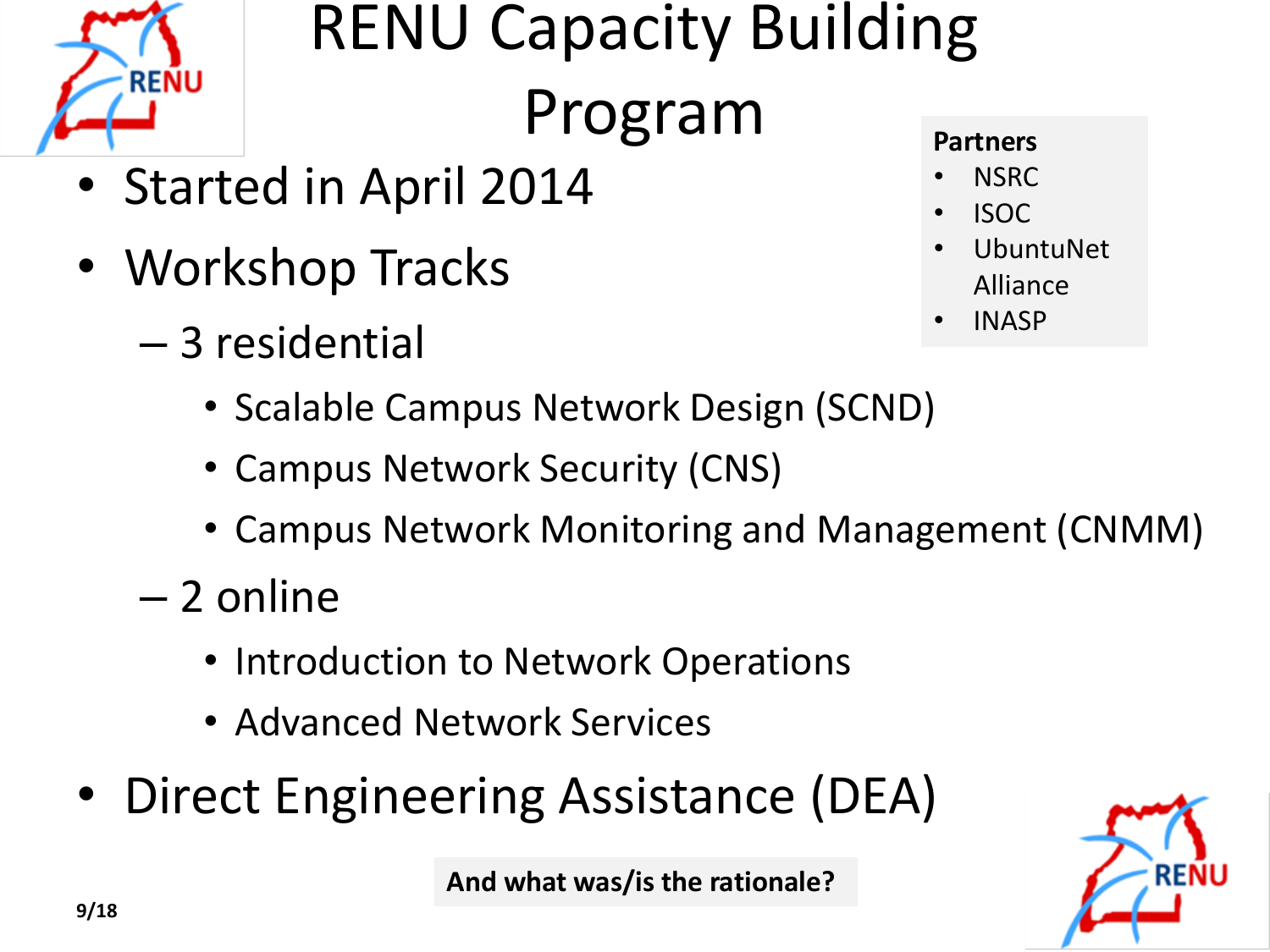# RENU Capacity Building Program

**Partners**
- NSRC
- ISOC
- UbuntuNet Alliance
- INASP

- Started in April 2014
- Workshop Tracks
  - 3 residential
    - Scalable Campus Network Design (SCND)
    - Campus Network Security (CNS)
    - Campus Network Monitoring and Management (CNMM)
  - 2 online
    - Introduction to Network Operations
    - Advanced Network Services
- Direct Engineering Assistance (DEA)

**And what was/is the rationale?**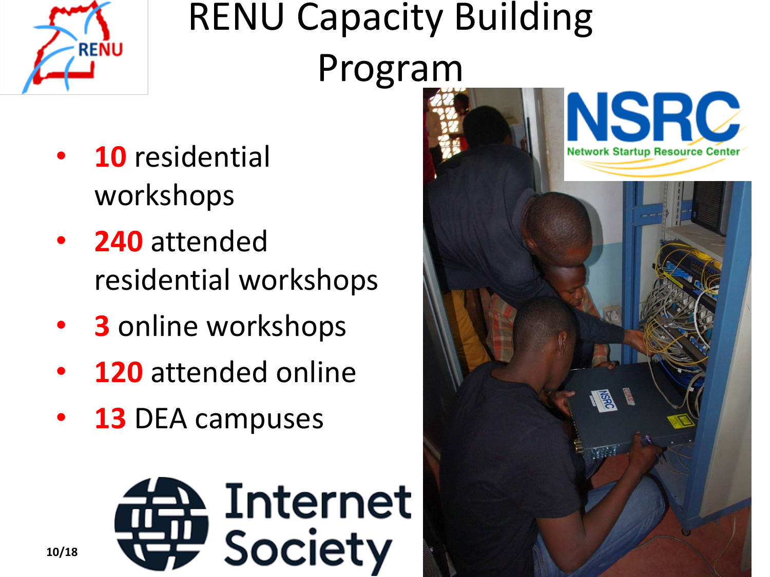# RENU Capacity Building Program

- **10** residential workshops
- **240** attended residential workshops
- **3** online workshops
- **120** attended online
- **13** DEA campuses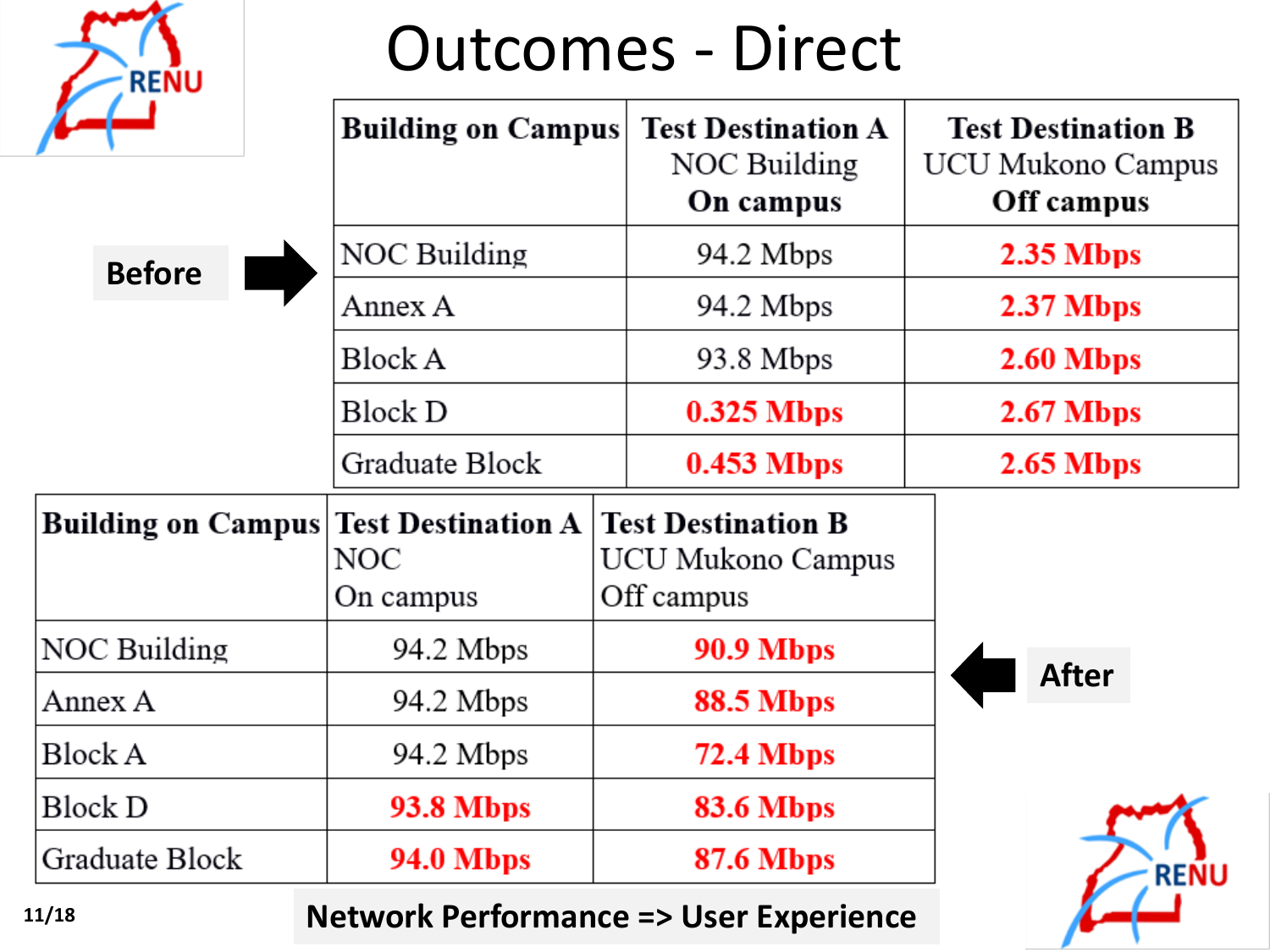# Outcomes - Direct

**Before**

| Building on Campus | Test Destination A NOC Building On campus | Test Destination B UCU Mukono Campus Off campus |
|---|---|---|
| NOC Building | 94.2 Mbps | **2.35 Mbps** |
| Annex A | 94.2 Mbps | **2.37 Mbps** |
| Block A | 93.8 Mbps | **2.60 Mbps** |
| Block D | **0.325 Mbps** | **2.67 Mbps** |
| Graduate Block | **0.453 Mbps** | **2.65 Mbps** |

**After**

| Building on Campus | Test Destination A NOC On campus | Test Destination B UCU Mukono Campus Off campus |
|---|---|---|
| NOC Building | 94.2 Mbps | **90.9 Mbps** |
| Annex A | 94.2 Mbps | **88.5 Mbps** |
| Block A | 94.2 Mbps | **72.4 Mbps** |
| Block D | **93.8 Mbps** | **83.6 Mbps** |
| Graduate Block | **94.0 Mbps** | **87.6 Mbps** |

**Network Performance => User Experience**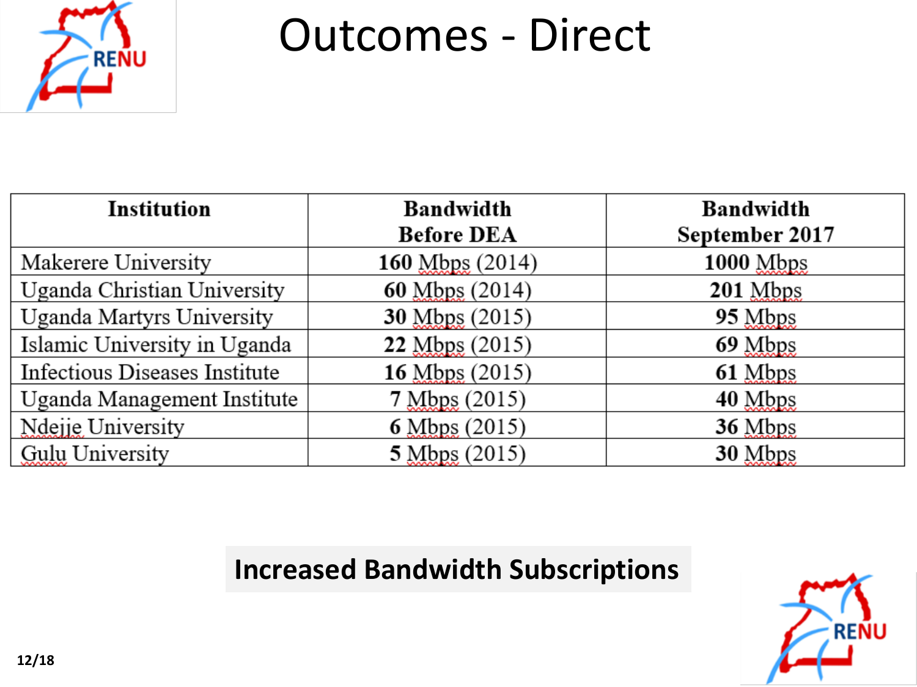# Outcomes - Direct

| Institution | Bandwidth Before DEA | Bandwidth September 2017 |
|---|---|---|
| Makerere University | **160** Mbps (2014) | **1000** Mbps |
| Uganda Christian University | **60** Mbps (2014) | **201** Mbps |
| Uganda Martyrs University | **30** Mbps (2015) | **95** Mbps |
| Islamic University in Uganda | **22** Mbps (2015) | **69** Mbps |
| Infectious Diseases Institute | **16** Mbps (2015) | **61** Mbps |
| Uganda Management Institute | **7** Mbps (2015) | **40** Mbps |
| Ndejje University | **6** Mbps (2015) | **36** Mbps |
| Gulu University | **5** Mbps (2015) | **30** Mbps |

**Increased Bandwidth Subscriptions**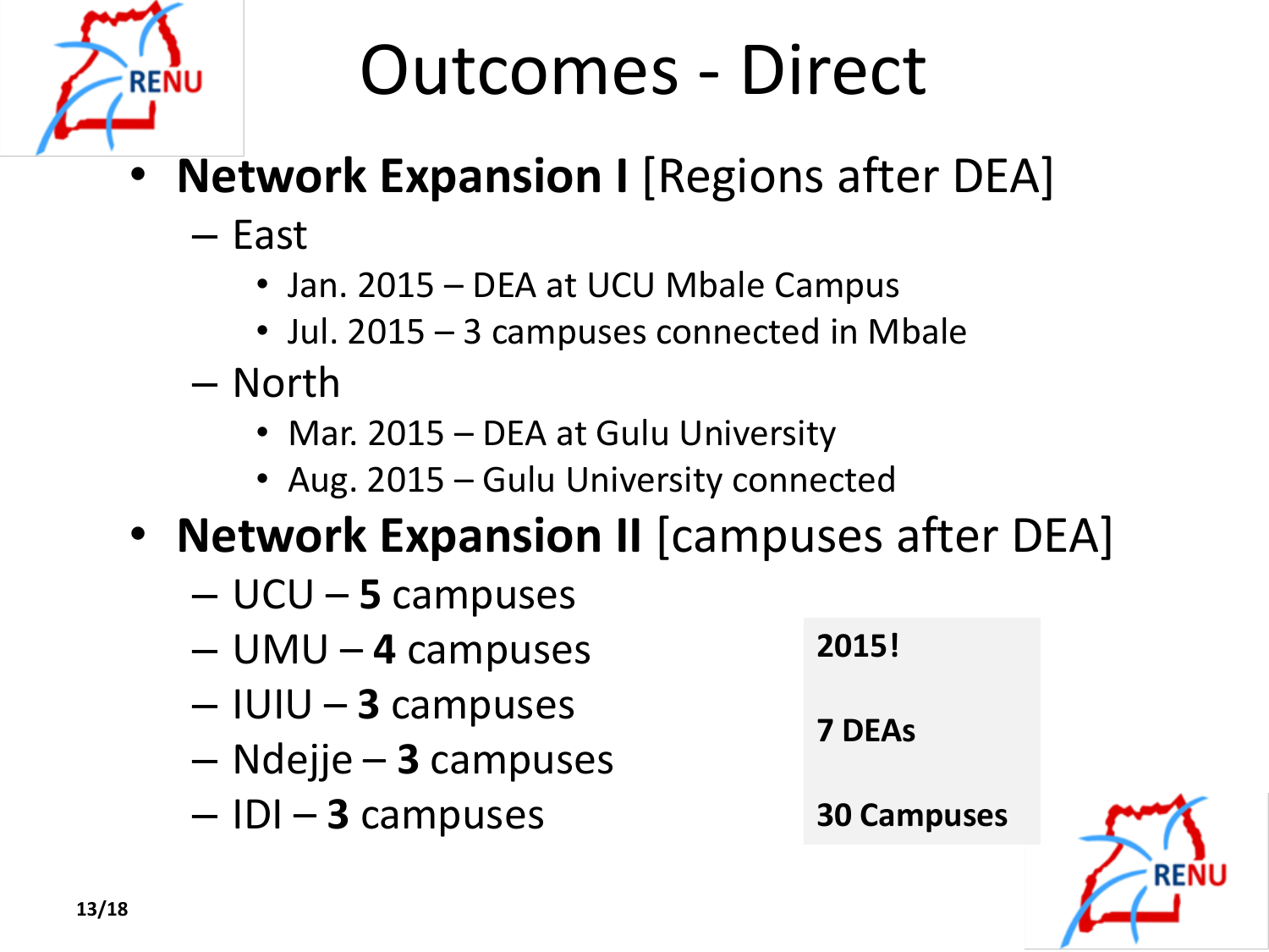# Outcomes - Direct

- **Network Expansion I** [Regions after DEA]
  - East
    - Jan. 2015 – DEA at UCU Mbale Campus
    - Jul. 2015 – 3 campuses connected in Mbale
  - North
    - Mar. 2015 – DEA at Gulu University
    - Aug. 2015 – Gulu University connected
- **Network Expansion II** [campuses after DEA]
  - UCU – **5** campuses
  - UMU – **4** campuses
  - IUIU – **3** campuses
  - Ndejje – **3** campuses
  - IDI – **3** campuses

**2015!**

**7 DEAs**

**30 Campuses**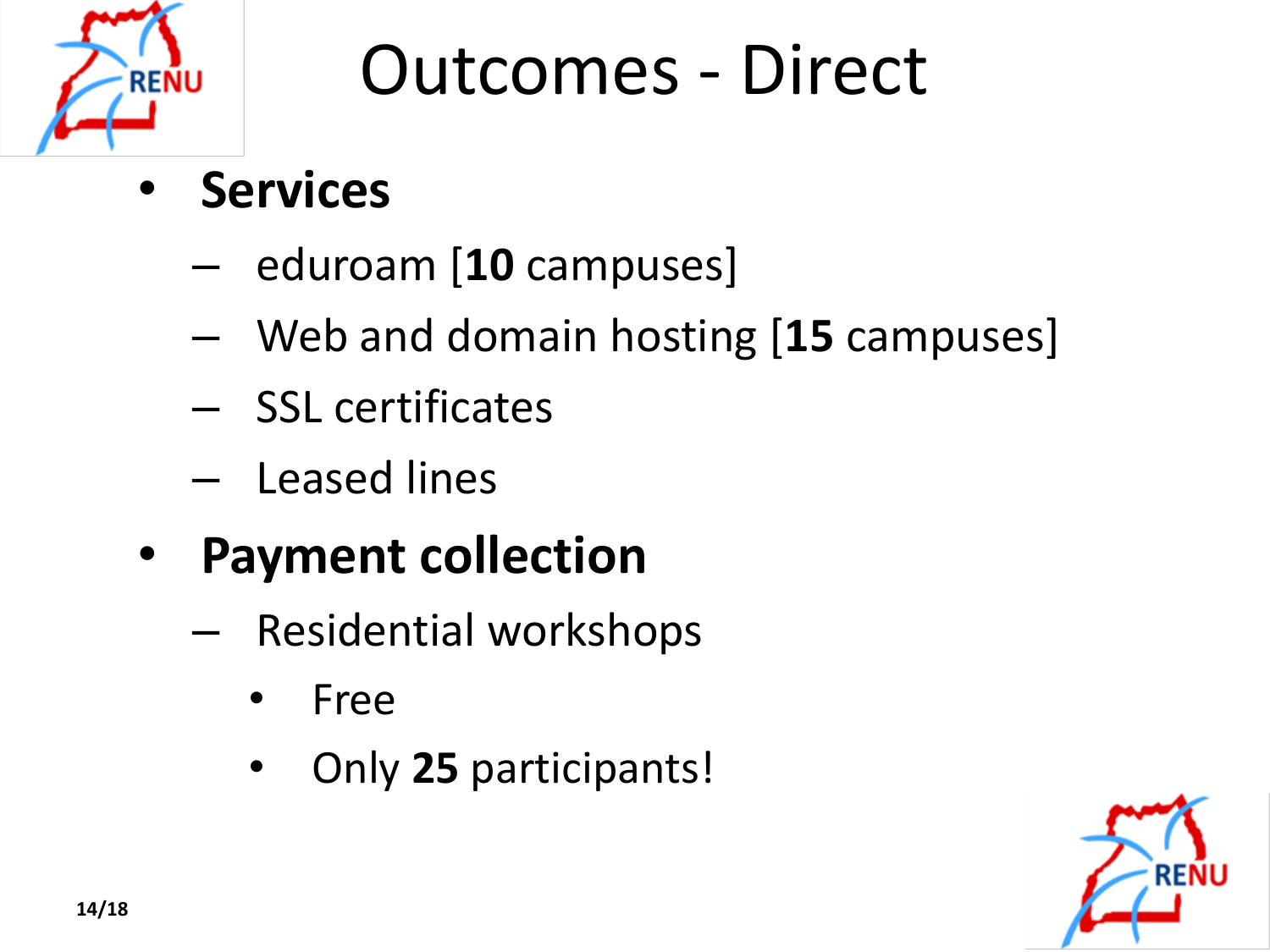# Outcomes - Direct

- **Services**
  - eduroam [**10** campuses]
  - Web and domain hosting [**15** campuses]
  - SSL certificates
  - Leased lines
- **Payment collection**
  - Residential workshops
    - Free
    - Only **25** participants!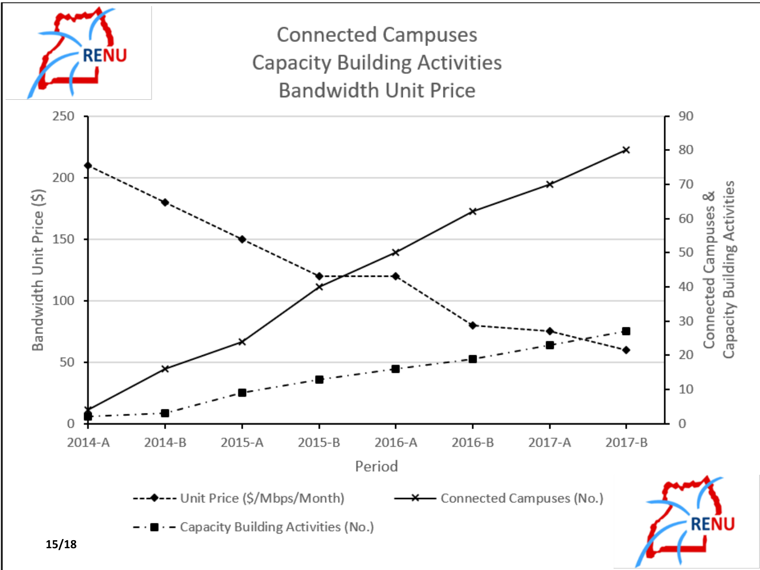# Connected Campuses
# Capacity Building Activities
# Bandwidth Unit Price

| Period | Unit Price ($/Mbps/Month) | Connected Campuses (No.) | Capacity Building Activities (No.) |
|---|---|---|---|
| 2014-A | 210 | 4 | 2 |
| 2014-B | 180 | 16 | 3 |
| 2015-A | 150 | 24 | 9 |
| 2015-B | 120 | 40 | 13 |
| 2016-A | 120 | 50 | 16 |
| 2016-B | 80 | 62 | 19 |
| 2017-A | 75 | 70 | 23 |
| 2017-B | 60 | 80 | 27 |

Left axis: Bandwidth Unit Price ($) (0–250). Right axis: Connected Campuses & Capacity Building Activities (0–90). X-axis: Period.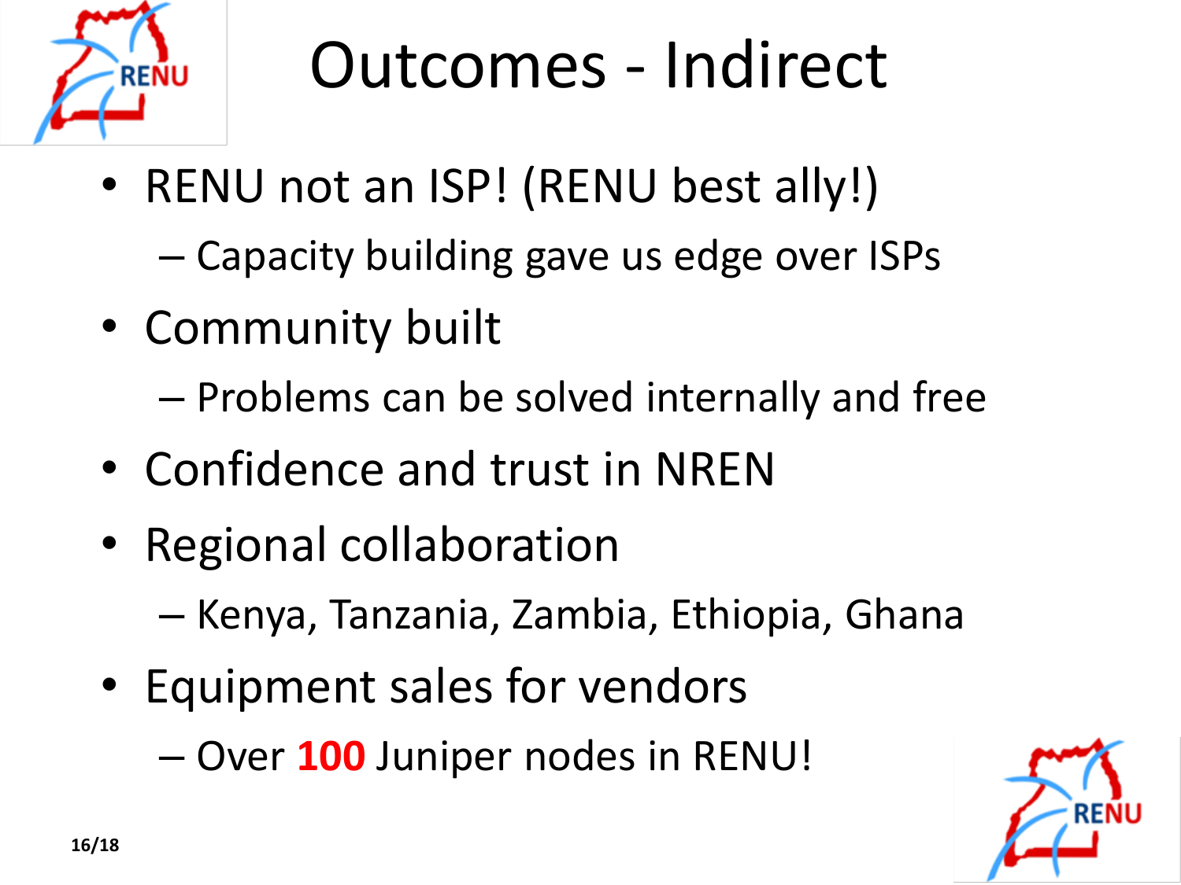# Outcomes - Indirect

- RENU not an ISP! (RENU best ally!)
  - Capacity building gave us edge over ISPs
- Community built
  - Problems can be solved internally and free
- Confidence and trust in NREN
- Regional collaboration
  - Kenya, Tanzania, Zambia, Ethiopia, Ghana
- Equipment sales for vendors
  - Over **100** Juniper nodes in RENU!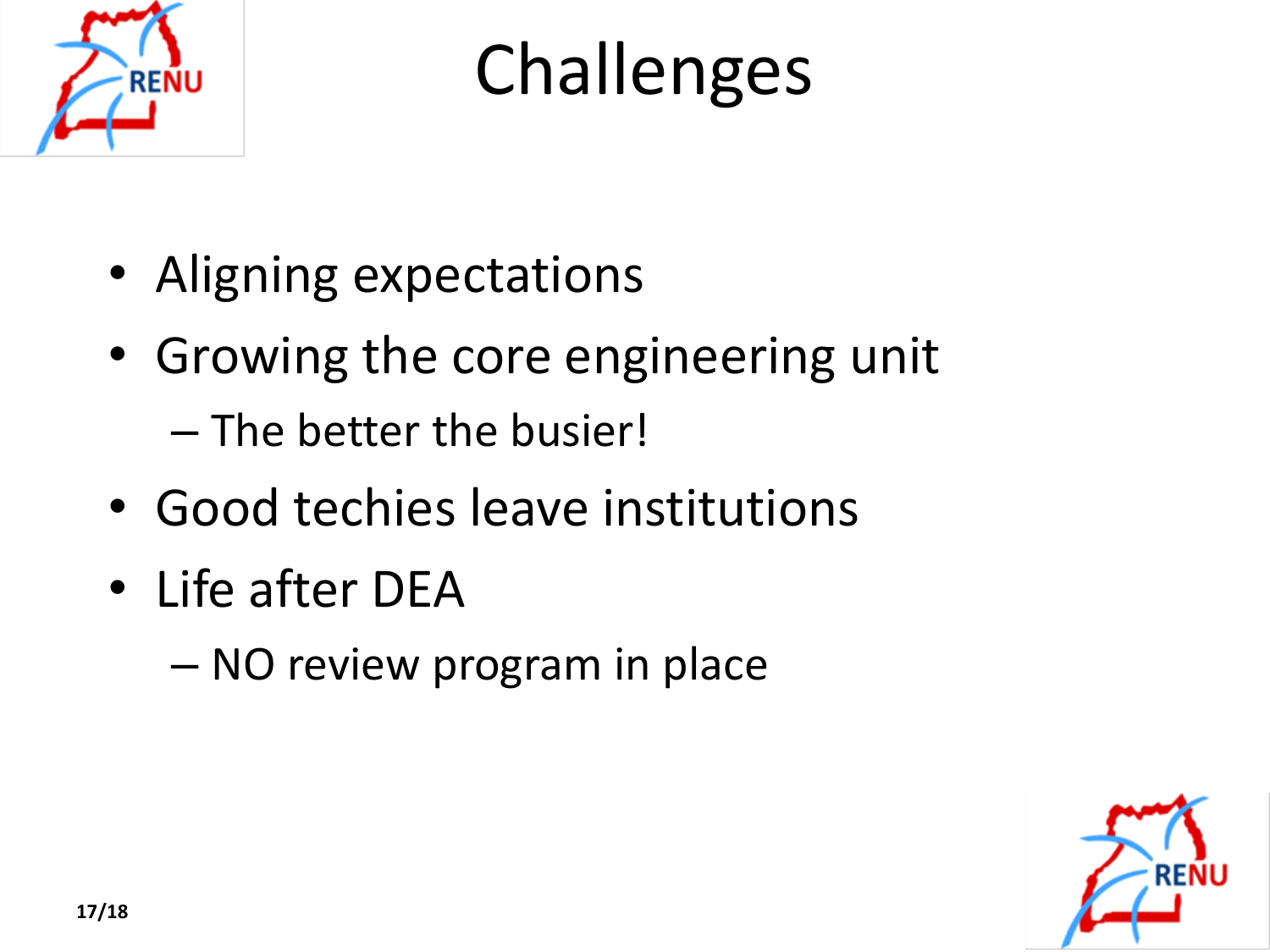# Challenges

- Aligning expectations
- Growing the core engineering unit
  - The better the busier!
- Good techies leave institutions
- Life after DEA
  - NO review program in place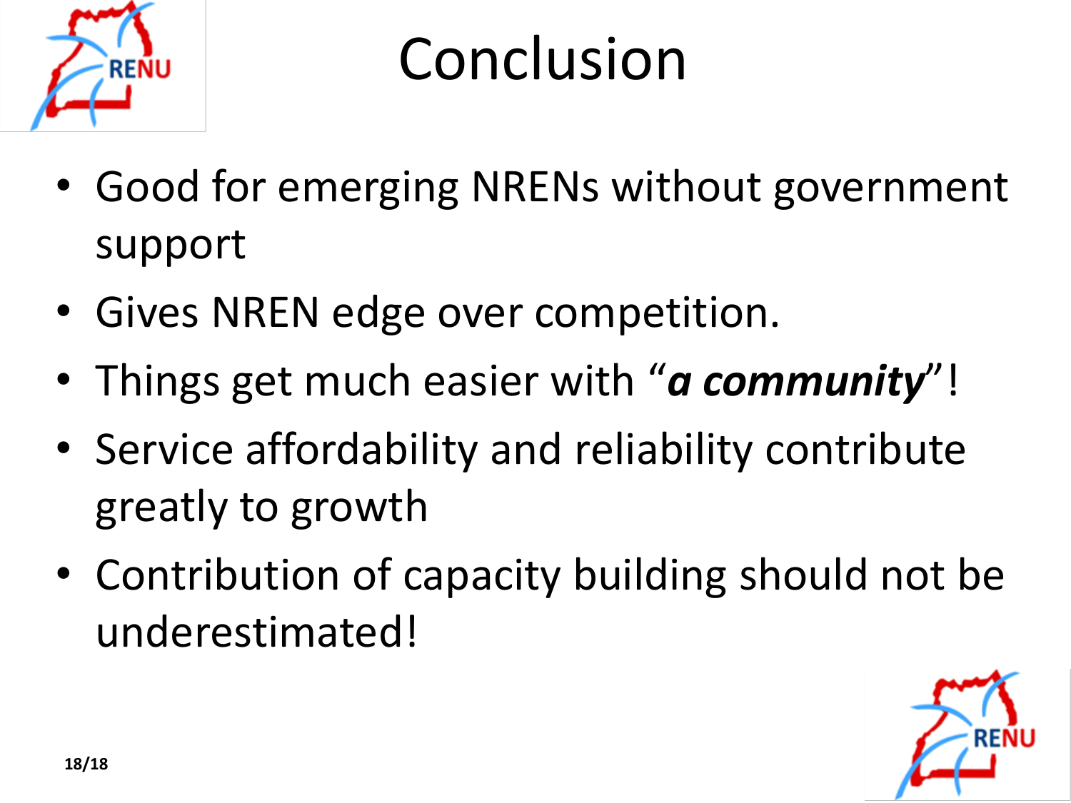# Conclusion

- Good for emerging NRENs without government support
- Gives NREN edge over competition.
- Things get much easier with "***a community***"!
- Service affordability and reliability contribute greatly to growth
- Contribution of capacity building should not be underestimated!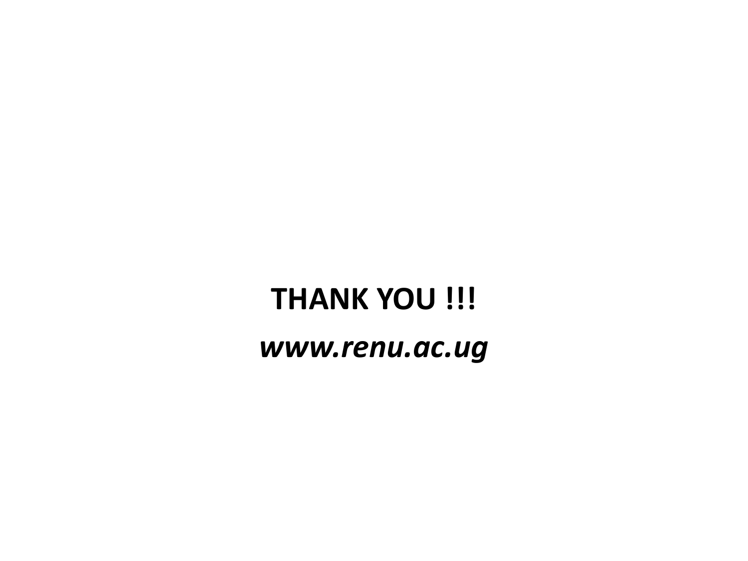**THANK YOU !!!**

***www.renu.ac.ug***